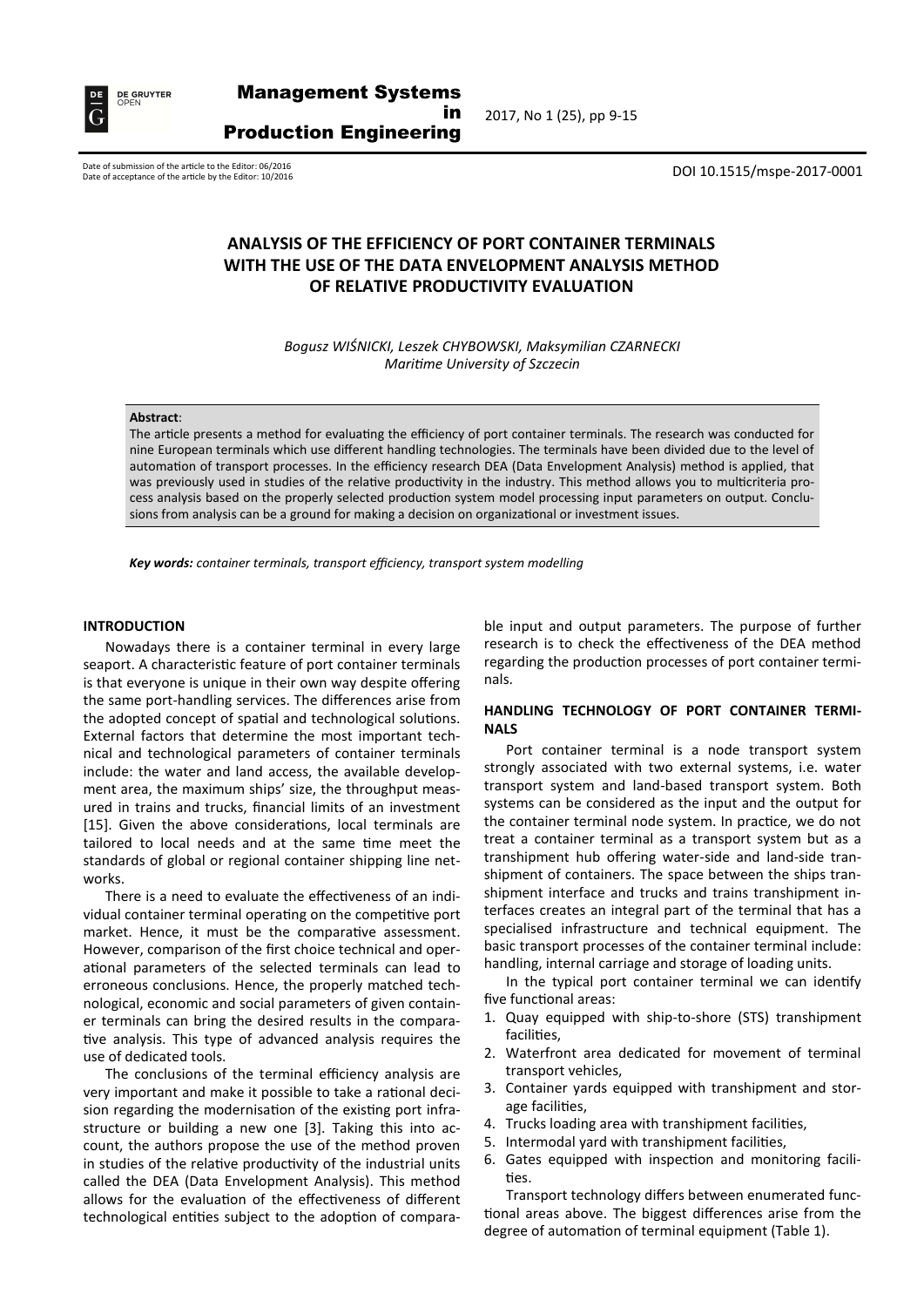DOI 10.1515/mspe-2017-0001

Date of submission of the article to the Editor: 06/2016
Date of acceptance of the article by the Editor: 10/2016

# ANALYSIS OF THE EFFICIENCY OF PORT CONTAINER TERMINALS WITH THE USE OF THE DATA ENVELOPMENT ANALYSIS METHOD OF RELATIVE PRODUCTIVITY EVALUATION

*Bogusz WIŚNICKI, Leszek CHYBOWSKI, Maksymilian CZARNECKI*
*Maritime University of Szczecin*

**Abstract**:
The article presents a method for evaluating the efficiency of port container terminals. The research was conducted for nine European terminals which use different handling technologies. The terminals have been divided due to the level of automation of transport processes. In the efficiency research DEA (Data Envelopment Analysis) method is applied, that was previously used in studies of the relative productivity in the industry. This method allows you to multicriteria process analysis based on the properly selected production system model processing input parameters on output. Conclusions from analysis can be a ground for making a decision on organizational or investment issues.

***Key words:*** *container terminals, transport efficiency, transport system modelling*

## INTRODUCTION

Nowadays there is a container terminal in every large seaport. A characteristic feature of port container terminals is that everyone is unique in their own way despite offering the same port-handling services. The differences arise from the adopted concept of spatial and technological solutions. External factors that determine the most important technical and technological parameters of container terminals include: the water and land access, the available development area, the maximum ships' size, the throughput measured in trains and trucks, financial limits of an investment [15]. Given the above considerations, local terminals are tailored to local needs and at the same time meet the standards of global or regional container shipping line networks.

There is a need to evaluate the effectiveness of an individual container terminal operating on the competitive port market. Hence, it must be the comparative assessment. However, comparison of the first choice technical and operational parameters of the selected terminals can lead to erroneous conclusions. Hence, the properly matched technological, economic and social parameters of given container terminals can bring the desired results in the comparative analysis. This type of advanced analysis requires the use of dedicated tools.

The conclusions of the terminal efficiency analysis are very important and make it possible to take a rational decision regarding the modernisation of the existing port infrastructure or building a new one [3]. Taking this into account, the authors propose the use of the method proven in studies of the relative productivity of the industrial units called the DEA (Data Envelopment Analysis). This method allows for the evaluation of the effectiveness of different technological entities subject to the adoption of comparable input and output parameters. The purpose of further research is to check the effectiveness of the DEA method regarding the production processes of port container terminals.

## HANDLING TECHNOLOGY OF PORT CONTAINER TERMINALS

Port container terminal is a node transport system strongly associated with two external systems, i.e. water transport system and land-based transport system. Both systems can be considered as the input and the output for the container terminal node system. In practice, we do not treat a container terminal as a transport system but as a transhipment hub offering water-side and land-side transhipment of containers. The space between the ships transhipment interface and trucks and trains transhipment interfaces creates an integral part of the terminal that has a specialised infrastructure and technical equipment. The basic transport processes of the container terminal include: handling, internal carriage and storage of loading units.

In the typical port container terminal we can identify five functional areas:

1. Quay equipped with ship-to-shore (STS) transhipment facilities,
2. Waterfront area dedicated for movement of terminal transport vehicles,
3. Container yards equipped with transhipment and storage facilities,
4. Trucks loading area with transhipment facilities,
5. Intermodal yard with transhipment facilities,
6. Gates equipped with inspection and monitoring facilities.

Transport technology differs between enumerated functional areas above. The biggest differences arise from the degree of automation of terminal equipment (Table 1).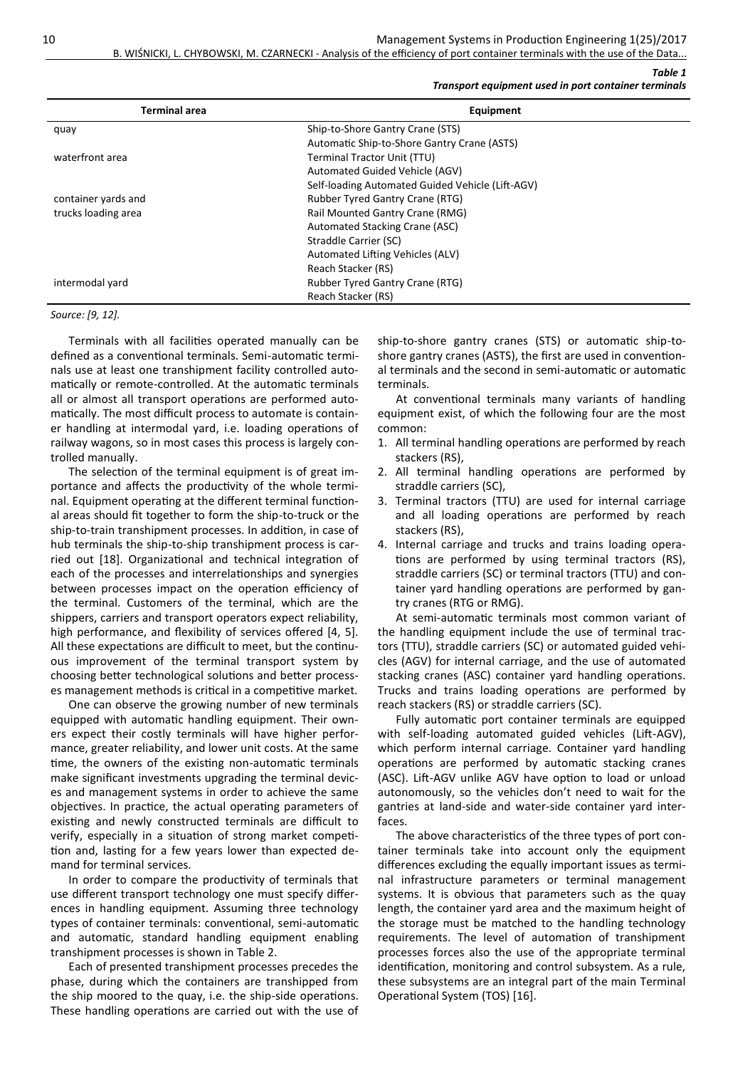*Table 1*
***Transport equipment used in port container terminals***

| Terminal area | Equipment |
|---|---|
| quay | Ship-to-Shore Gantry Crane (STS) |
| | Automatic Ship-to-Shore Gantry Crane (ASTS) |
| waterfront area | Terminal Tractor Unit (TTU) |
| | Automated Guided Vehicle (AGV) |
| | Self-loading Automated Guided Vehicle (Lift-AGV) |
| container yards and trucks loading area | Rubber Tyred Gantry Crane (RTG) |
| | Rail Mounted Gantry Crane (RMG) |
| | Automated Stacking Crane (ASC) |
| | Straddle Carrier (SC) |
| | Automated Lifting Vehicles (ALV) |
| | Reach Stacker (RS) |
| intermodal yard | Rubber Tyred Gantry Crane (RTG) |
| | Reach Stacker (RS) |

*Source: [9, 12].*

Terminals with all facilities operated manually can be defined as a conventional terminals. Semi-automatic terminals use at least one transhipment facility controlled automatically or remote-controlled. At the automatic terminals all or almost all transport operations are performed automatically. The most difficult process to automate is container handling at intermodal yard, i.e. loading operations of railway wagons, so in most cases this process is largely controlled manually.

The selection of the terminal equipment is of great importance and affects the productivity of the whole terminal. Equipment operating at the different terminal functional areas should fit together to form the ship-to-truck or the ship-to-train transhipment processes. In addition, in case of hub terminals the ship-to-ship transhipment process is carried out [18]. Organizational and technical integration of each of the processes and interrelationships and synergies between processes impact on the operation efficiency of the terminal. Customers of the terminal, which are the shippers, carriers and transport operators expect reliability, high performance, and flexibility of services offered [4, 5]. All these expectations are difficult to meet, but the continuous improvement of the terminal transport system by choosing better technological solutions and better processes management methods is critical in a competitive market.

One can observe the growing number of new terminals equipped with automatic handling equipment. Their owners expect their costly terminals will have higher performance, greater reliability, and lower unit costs. At the same time, the owners of the existing non-automatic terminals make significant investments upgrading the terminal devices and management systems in order to achieve the same objectives. In practice, the actual operating parameters of existing and newly constructed terminals are difficult to verify, especially in a situation of strong market competition and, lasting for a few years lower than expected demand for terminal services.

In order to compare the productivity of terminals that use different transport technology one must specify differences in handling equipment. Assuming three technology types of container terminals: conventional, semi-automatic and automatic, standard handling equipment enabling transhipment processes is shown in Table 2.

Each of presented transhipment processes precedes the phase, during which the containers are transhipped from the ship moored to the quay, i.e. the ship-side operations. These handling operations are carried out with the use of ship-to-shore gantry cranes (STS) or automatic ship-to-shore gantry cranes (ASTS), the first are used in conventional terminals and the second in semi-automatic or automatic terminals.

At conventional terminals many variants of handling equipment exist, of which the following four are the most common:

1. All terminal handling operations are performed by reach stackers (RS),
2. All terminal handling operations are performed by straddle carriers (SC),
3. Terminal tractors (TTU) are used for internal carriage and all loading operations are performed by reach stackers (RS),
4. Internal carriage and trucks and trains loading operations are performed by using terminal tractors (RS), straddle carriers (SC) or terminal tractors (TTU) and container yard handling operations are performed by gantry cranes (RTG or RMG).

At semi-automatic terminals most common variant of the handling equipment include the use of terminal tractors (TTU), straddle carriers (SC) or automated guided vehicles (AGV) for internal carriage, and the use of automated stacking cranes (ASC) container yard handling operations. Trucks and trains loading operations are performed by reach stackers (RS) or straddle carriers (SC).

Fully automatic port container terminals are equipped with self-loading automated guided vehicles (Lift-AGV), which perform internal carriage. Container yard handling operations are performed by automatic stacking cranes (ASC). Lift-AGV unlike AGV have option to load or unload autonomously, so the vehicles don't need to wait for the gantries at land-side and water-side container yard interfaces.

The above characteristics of the three types of port container terminals take into account only the equipment differences excluding the equally important issues as terminal infrastructure parameters or terminal management systems. It is obvious that parameters such as the quay length, the container yard area and the maximum height of the storage must be matched to the handling technology requirements. The level of automation of transhipment processes forces also the use of the appropriate terminal identification, monitoring and control subsystem. As a rule, these subsystems are an integral part of the main Terminal Operational System (TOS) [16].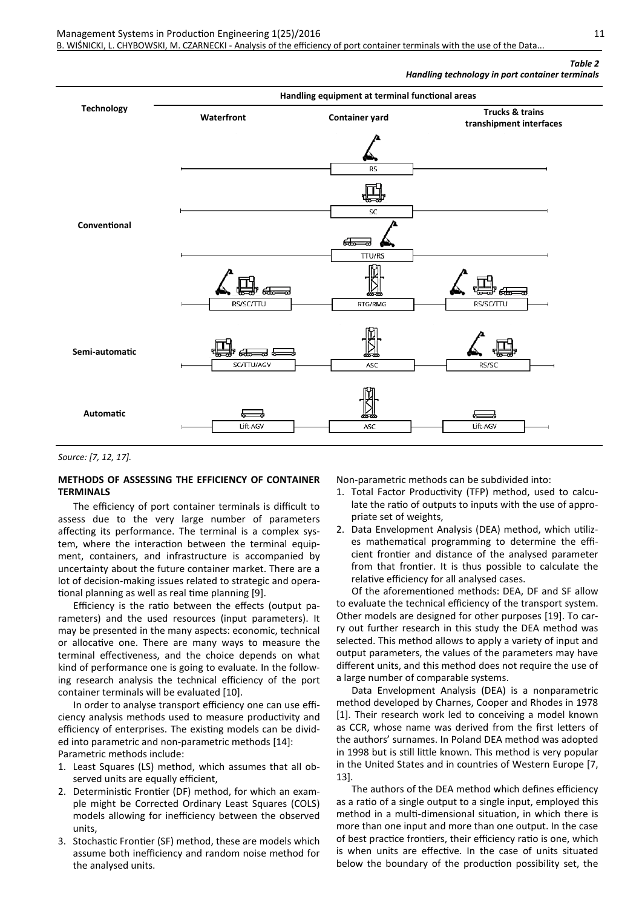*Table 2*
***Handling technology in port container terminals***

| Technology | Handling equipment at terminal functional areas | | |
|---|---|---|---|
| | Waterfront | Container yard | Trucks & trains transhipment interfaces |
| Conventional | | RS | |
| | | SC | |
| | | TTU/RS | |
| | RS/SC/TTU | RTG/RMG | RS/SC/TTU |
| Semi-automatic | SC/TTU/AGV | ASC | RS/SC |
| Automatic | Lift-AGV | ASC | Lift-AGV |

*Source: [7, 12, 17].*

## METHODS OF ASSESSING THE EFFICIENCY OF CONTAINER TERMINALS

The efficiency of port container terminals is difficult to assess due to the very large number of parameters affecting its performance. The terminal is a complex system, where the interaction between the terminal equipment, containers, and infrastructure is accompanied by uncertainty about the future container market. There are a lot of decision-making issues related to strategic and operational planning as well as real time planning [9].

Efficiency is the ratio between the effects (output parameters) and the used resources (input parameters). It may be presented in the many aspects: economic, technical or allocative one. There are many ways to measure the terminal effectiveness, and the choice depends on what kind of performance one is going to evaluate. In the following research analysis the technical efficiency of the port container terminals will be evaluated [10].

In order to analyse transport efficiency one can use efficiency analysis methods used to measure productivity and efficiency of enterprises. The existing models can be divided into parametric and non-parametric methods [14]:
Parametric methods include:

1. Least Squares (LS) method, which assumes that all observed units are equally efficient,
2. Deterministic Frontier (DF) method, for which an example might be Corrected Ordinary Least Squares (COLS) models allowing for inefficiency between the observed units,
3. Stochastic Frontier (SF) method, these are models which assume both inefficiency and random noise method for the analysed units.

Non-parametric methods can be subdivided into:

1. Total Factor Productivity (TFP) method, used to calculate the ratio of outputs to inputs with the use of appropriate set of weights,
2. Data Envelopment Analysis (DEA) method, which utilizes mathematical programming to determine the efficient frontier and distance of the analysed parameter from that frontier. It is thus possible to calculate the relative efficiency for all analysed cases.

Of the aforementioned methods: DEA, DF and SF allow to evaluate the technical efficiency of the transport system. Other models are designed for other purposes [19]. To carry out further research in this study the DEA method was selected. This method allows to apply a variety of input and output parameters, the values of the parameters may have different units, and this method does not require the use of a large number of comparable systems.

Data Envelopment Analysis (DEA) is a nonparametric method developed by Charnes, Cooper and Rhodes in 1978 [1]. Their research work led to conceiving a model known as CCR, whose name was derived from the first letters of the authors' surnames. In Poland DEA method was adopted in 1998 but is still little known. This method is very popular in the United States and in countries of Western Europe [7, 13].

The authors of the DEA method which defines efficiency as a ratio of a single output to a single input, employed this method in a multi-dimensional situation, in which there is more than one input and more than one output. In the case of best practice frontiers, their efficiency ratio is one, which is when units are effective. In the case of units situated below the boundary of the production possibility set, the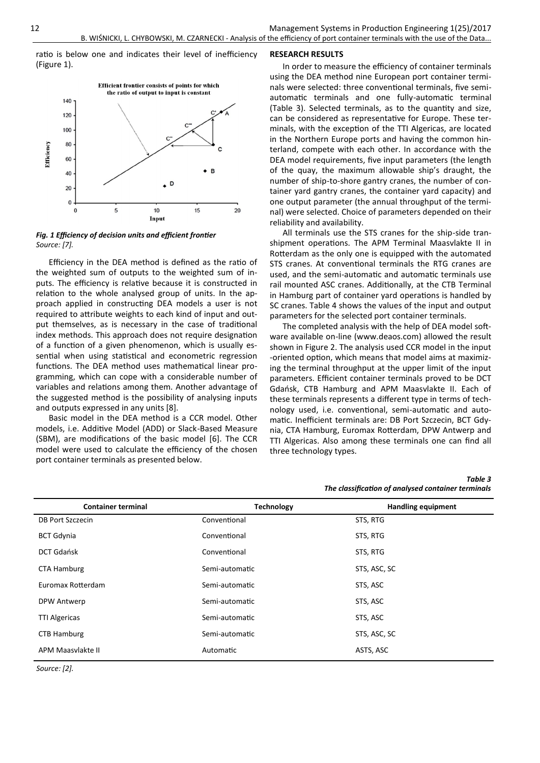ratio is below one and indicates their level of inefficiency (Figure 1).

*Fig. 1 Efficiency of decision units and efficient frontier*
*Source: [7].*

Efficiency in the DEA method is defined as the ratio of the weighted sum of outputs to the weighted sum of inputs. The efficiency is relative because it is constructed in relation to the whole analysed group of units. In the approach applied in constructing DEA models a user is not required to attribute weights to each kind of input and output themselves, as is necessary in the case of traditional index methods. This approach does not require designation of a function of a given phenomenon, which is usually essential when using statistical and econometric regression functions. The DEA method uses mathematical linear programming, which can cope with a considerable number of variables and relations among them. Another advantage of the suggested method is the possibility of analysing inputs and outputs expressed in any units [8].

Basic model in the DEA method is a CCR model. Other models, i.e. Additive Model (ADD) or Slack-Based Measure (SBM), are modifications of the basic model [6]. The CCR model were used to calculate the efficiency of the chosen port container terminals as presented below.

**RESEARCH RESULTS**

In order to measure the efficiency of container terminals using the DEA method nine European port container terminals were selected: three conventional terminals, five semi-automatic terminals and one fully-automatic terminal (Table 3). Selected terminals, as to the quantity and size, can be considered as representative for Europe. These terminals, with the exception of the TTI Algericas, are located in the Northern Europe ports and having the common hinterland, compete with each other. In accordance with the DEA model requirements, five input parameters (the length of the quay, the maximum allowable ship's draught, the number of ship-to-shore gantry cranes, the number of container yard gantry cranes, the container yard capacity) and one output parameter (the annual throughput of the terminal) were selected. Choice of parameters depended on their reliability and availability.

All terminals use the STS cranes for the ship-side transhipment operations. The APM Terminal Maasvlakte II in Rotterdam as the only one is equipped with the automated STS cranes. At conventional terminals the RTG cranes are used, and the semi-automatic and automatic terminals use rail mounted ASC cranes. Additionally, at the CTB Terminal in Hamburg part of container yard operations is handled by SC cranes. Table 4 shows the values of the input and output parameters for the selected port container terminals.

The completed analysis with the help of DEA model software available on-line (www.deaos.com) allowed the result shown in Figure 2. The analysis used CCR model in the input-oriented option, which means that model aims at maximizing the terminal throughput at the upper limit of the input parameters. Efficient container terminals proved to be DCT Gdańsk, CTB Hamburg and APM Maasvlakte II. Each of these terminals represents a different type in terms of technology used, i.e. conventional, semi-automatic and automatic. Inefficient terminals are: DB Port Szczecin, BCT Gdynia, CTA Hamburg, Euromax Rotterdam, DPW Antwerp and TTI Algericas. Also among these terminals one can find all three technology types.

*Table 3*
*The classification of analysed container terminals*

| Container terminal | Technology | Handling equipment |
|---|---|---|
| DB Port Szczecin | Conventional | STS, RTG |
| BCT Gdynia | Conventional | STS, RTG |
| DCT Gdańsk | Conventional | STS, RTG |
| CTA Hamburg | Semi-automatic | STS, ASC, SC |
| Euromax Rotterdam | Semi-automatic | STS, ASC |
| DPW Antwerp | Semi-automatic | STS, ASC |
| TTI Algericas | Semi-automatic | STS, ASC |
| CTB Hamburg | Semi-automatic | STS, ASC, SC |
| APM Maasvlakte II | Automatic | ASTS, ASC |

*Source: [2].*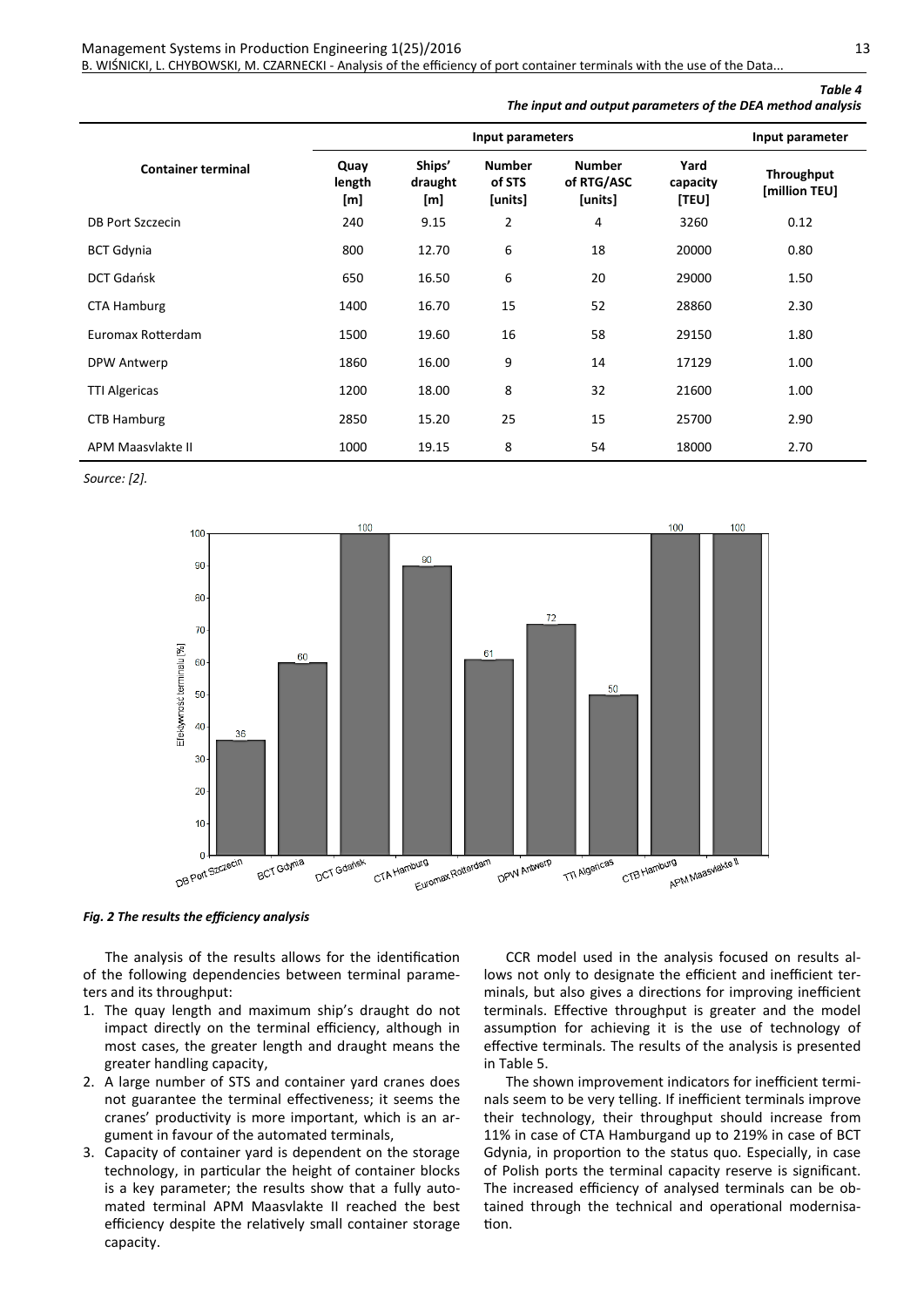*Table 4*
***The input and output parameters of the DEA method analysis***

| Container terminal | Input parameters | | | | | Input parameter |
|---|---|---|---|---|---|---|
| | Quay length [m] | Ships' draught [m] | Number of STS [units] | Number of RTG/ASC [units] | Yard capacity [TEU] | Throughput [million TEU] |
| DB Port Szczecin | 240 | 9.15 | 2 | 4 | 3260 | 0.12 |
| BCT Gdynia | 800 | 12.70 | 6 | 18 | 20000 | 0.80 |
| DCT Gdańsk | 650 | 16.50 | 6 | 20 | 29000 | 1.50 |
| CTA Hamburg | 1400 | 16.70 | 15 | 52 | 28860 | 2.30 |
| Euromax Rotterdam | 1500 | 19.60 | 16 | 58 | 29150 | 1.80 |
| DPW Antwerp | 1860 | 16.00 | 9 | 14 | 17129 | 1.00 |
| TTI Algericas | 1200 | 18.00 | 8 | 32 | 21600 | 1.00 |
| CTB Hamburg | 2850 | 15.20 | 25 | 15 | 25700 | 2.90 |
| APM Maasvlakte II | 1000 | 19.15 | 8 | 54 | 18000 | 2.70 |

*Source: [2].*

| Terminal | Efektywność terminalu [%] |
|---|---|
| DB Port Szczecin | 36 |
| BCT Gdynia | 60 |
| DCT Gdańsk | 100 |
| CTA Hamburg | 90 |
| Euromax Rotterdam | 61 |
| DPW Antwerp | 72 |
| TTI Algericas | 50 |
| CTB Hamburg | 100 |
| APM Maasvlakte II | 100 |

***Fig. 2 The results the efficiency analysis***

The analysis of the results allows for the identification of the following dependencies between terminal parameters and its throughput:

1. The quay length and maximum ship's draught do not impact directly on the terminal efficiency, although in most cases, the greater length and draught means the greater handling capacity,
2. A large number of STS and container yard cranes does not guarantee the terminal effectiveness; it seems the cranes' productivity is more important, which is an argument in favour of the automated terminals,
3. Capacity of container yard is dependent on the storage technology, in particular the height of container blocks is a key parameter; the results show that a fully automated terminal APM Maasvlakte II reached the best efficiency despite the relatively small container storage capacity.

CCR model used in the analysis focused on results allows not only to designate the efficient and inefficient terminals, but also gives a directions for improving inefficient terminals. Effective throughput is greater and the model assumption for achieving it is the use of technology of effective terminals. The results of the analysis is presented in Table 5.

The shown improvement indicators for inefficient terminals seem to be very telling. If inefficient terminals improve their technology, their throughput should increase from 11% in case of CTA Hamburgand up to 219% in case of BCT Gdynia, in proportion to the status quo. Especially, in case of Polish ports the terminal capacity reserve is significant. The increased efficiency of analysed terminals can be obtained through the technical and operational modernisation.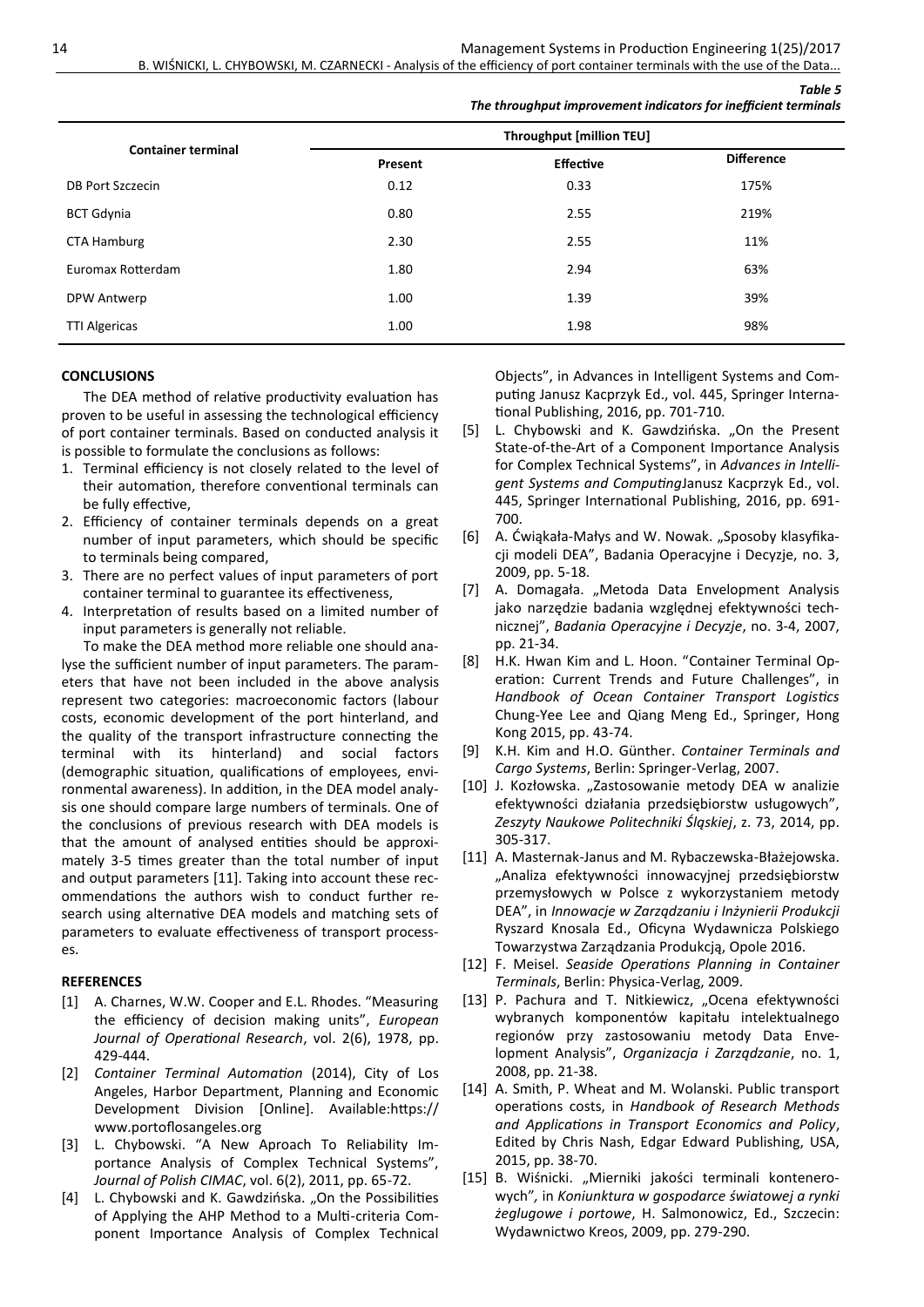*Table 5*
*The throughput improvement indicators for inefficient terminals*

| Container terminal | Throughput [million TEU] | | |
|---|---|---|---|
| | Present | Effective | Difference |
| DB Port Szczecin | 0.12 | 0.33 | 175% |
| BCT Gdynia | 0.80 | 2.55 | 219% |
| CTA Hamburg | 2.30 | 2.55 | 11% |
| Euromax Rotterdam | 1.80 | 2.94 | 63% |
| DPW Antwerp | 1.00 | 1.39 | 39% |
| TTI Algericas | 1.00 | 1.98 | 98% |

## CONCLUSIONS

The DEA method of relative productivity evaluation has proven to be useful in assessing the technological efficiency of port container terminals. Based on conducted analysis it is possible to formulate the conclusions as follows:

1. Terminal efficiency is not closely related to the level of their automation, therefore conventional terminals can be fully effective,
2. Efficiency of container terminals depends on a great number of input parameters, which should be specific to terminals being compared,
3. There are no perfect values of input parameters of port container terminal to guarantee its effectiveness,
4. Interpretation of results based on a limited number of input parameters is generally not reliable.

To make the DEA method more reliable one should analyse the sufficient number of input parameters. The parameters that have not been included in the above analysis represent two categories: macroeconomic factors (labour costs, economic development of the port hinterland, and the quality of the transport infrastructure connecting the terminal with its hinterland) and social factors (demographic situation, qualifications of employees, environmental awareness). In addition, in the DEA model analysis one should compare large numbers of terminals. One of the conclusions of previous research with DEA models is that the amount of analysed entities should be approximately 3-5 times greater than the total number of input and output parameters [11]. Taking into account these recommendations the authors wish to conduct further research using alternative DEA models and matching sets of parameters to evaluate effectiveness of transport processes.

## REFERENCES

[1] A. Charnes, W.W. Cooper and E.L. Rhodes. "Measuring the efficiency of decision making units", *European Journal of Operational Research*, vol. 2(6), 1978, pp. 429-444.

[2] *Container Terminal Automation* (2014), City of Los Angeles, Harbor Department, Planning and Economic Development Division [Online]. Available:https:// www.portoflosangeles.org

[3] L. Chybowski. "A New Aproach To Reliability Importance Analysis of Complex Technical Systems", *Journal of Polish CIMAC*, vol. 6(2), 2011, pp. 65-72.

[4] L. Chybowski and K. Gawdzińska. „On the Possibilities of Applying the AHP Method to a Multi-criteria Component Importance Analysis of Complex Technical Objects", in Advances in Intelligent Systems and Computing Janusz Kacprzyk Ed., vol. 445, Springer International Publishing, 2016, pp. 701-710.

[5] L. Chybowski and K. Gawdzińska. „On the Present State-of-the-Art of a Component Importance Analysis for Complex Technical Systems", in *Advances in Intelligent Systems and Computing*Janusz Kacprzyk Ed., vol. 445, Springer International Publishing, 2016, pp. 691-700.

[6] A. Ćwiąkała-Małys and W. Nowak. „Sposoby klasyfikacji modeli DEA", Badania Operacyjne i Decyzje, no. 3, 2009, pp. 5-18.

[7] A. Domagała. „Metoda Data Envelopment Analysis jako narzędzie badania względnej efektywności technicznej", *Badania Operacyjne i Decyzje*, no. 3-4, 2007, pp. 21-34.

[8] H.K. Hwan Kim and L. Hoon. "Container Terminal Operation: Current Trends and Future Challenges", in *Handbook of Ocean Container Transport Logistics* Chung-Yee Lee and Qiang Meng Ed., Springer, Hong Kong 2015, pp. 43-74.

[9] K.H. Kim and H.O. Günther. *Container Terminals and Cargo Systems*, Berlin: Springer-Verlag, 2007.

[10] J. Kozłowska. „Zastosowanie metody DEA w analizie efektywności działania przedsiębiorstw usługowych", *Zeszyty Naukowe Politechniki Śląskiej*, z. 73, 2014, pp. 305-317.

[11] A. Masternak-Janus and M. Rybaczewska-Błażejowska. „Analiza efektywności innowacyjnej przedsiębiorstw przemysłowych w Polsce z wykorzystaniem metody DEA", in *Innowacje w Zarządzaniu i Inżynierii Produkcji* Ryszard Knosala Ed., Oficyna Wydawnicza Polskiego Towarzystwa Zarządzania Produkcją, Opole 2016.

[12] F. Meisel. *Seaside Operations Planning in Container Terminals*, Berlin: Physica-Verlag, 2009.

[13] P. Pachura and T. Nitkiewicz, „Ocena efektywności wybranych komponentów kapitału intelektualnego regionów przy zastosowaniu metody Data Envelopment Analysis", *Organizacja i Zarządzanie*, no. 1, 2008, pp. 21-38.

[14] A. Smith, P. Wheat and M. Wolanski. Public transport operations costs, in *Handbook of Research Methods and Applications in Transport Economics and Policy*, Edited by Chris Nash, Edgar Edward Publishing, USA, 2015, pp. 38-70.

[15] B. Wiśnicki. „Mierniki jakości terminali kontenerowych", in *Koniunktura w gospodarce światowej a rynki żeglugowe i portowe*, H. Salmonowicz, Ed., Szczecin: Wydawnictwo Kreos, 2009, pp. 279-290.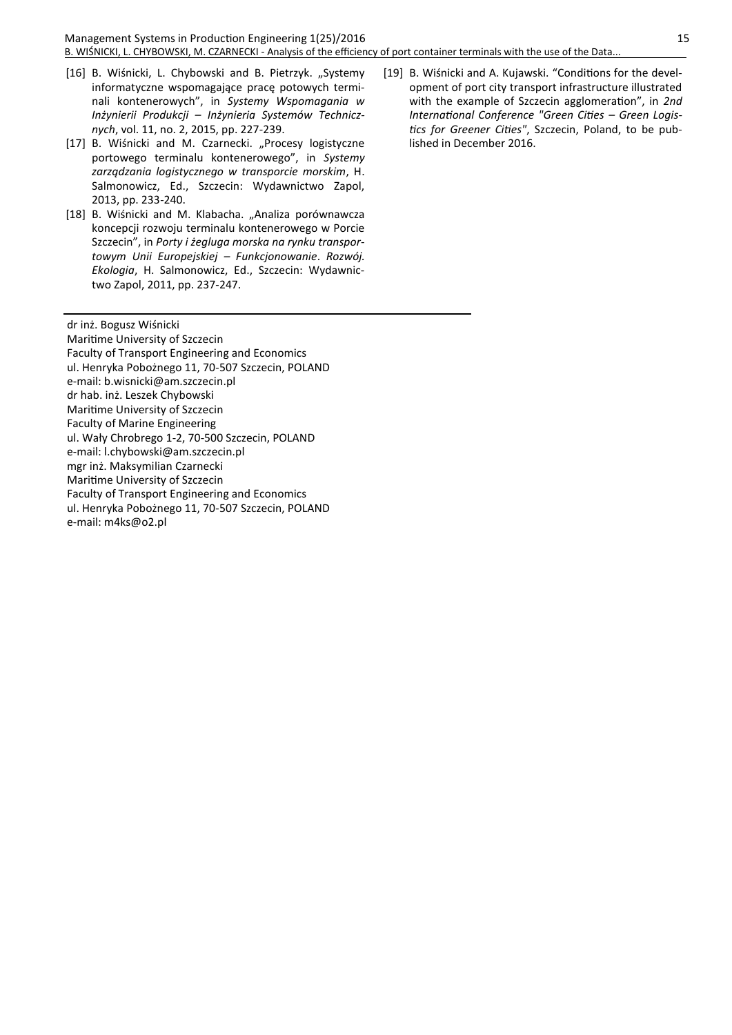[16] B. Wiśnicki, L. Chybowski and B. Pietrzyk. „Systemy informatyczne wspomagające pracę potowych terminali kontenerowych", in *Systemy Wspomagania w Inżynierii Produkcji – Inżynieria Systemów Technicznych*, vol. 11, no. 2, 2015, pp. 227-239.

[17] B. Wiśnicki and M. Czarnecki. „Procesy logistyczne portowego terminalu kontenerowego", in *Systemy zarządzania logistycznego w transporcie morskim*, H. Salmonowicz, Ed., Szczecin: Wydawnictwo Zapol, 2013, pp. 233-240.

[18] B. Wiśnicki and M. Klabacha. „Analiza porównawcza koncepcji rozwoju terminalu kontenerowego w Porcie Szczecin", in *Porty i żegluga morska na rynku transportowym Unii Europejskiej – Funkcjonowanie. Rozwój. Ekologia*, H. Salmonowicz, Ed., Szczecin: Wydawnictwo Zapol, 2011, pp. 237-247.

[19] B. Wiśnicki and A. Kujawski. "Conditions for the development of port city transport infrastructure illustrated with the example of Szczecin agglomeration", in *2nd International Conference "Green Cities – Green Logistics for Greener Cities"*, Szczecin, Poland, to be published in December 2016.

---

dr inż. Bogusz Wiśnicki
Maritime University of Szczecin
Faculty of Transport Engineering and Economics
ul. Henryka Pobożnego 11, 70-507 Szczecin, POLAND
e-mail: b.wisnicki@am.szczecin.pl

dr hab. inż. Leszek Chybowski
Maritime University of Szczecin
Faculty of Marine Engineering
ul. Wały Chrobrego 1-2, 70-500 Szczecin, POLAND
e-mail: l.chybowski@am.szczecin.pl

mgr inż. Maksymilian Czarnecki
Maritime University of Szczecin
Faculty of Transport Engineering and Economics
ul. Henryka Pobożnego 11, 70-507 Szczecin, POLAND
e-mail: m4ks@o2.pl